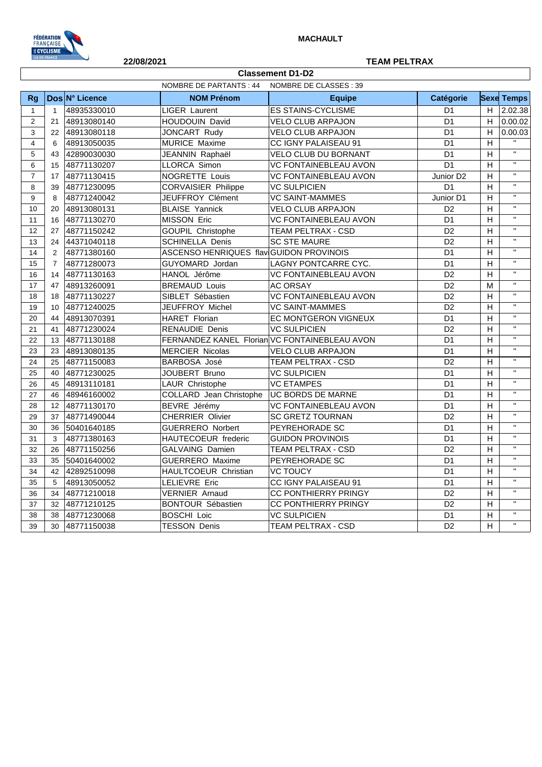MACHAULT

22/08/2021

TEAM PELTRAX

## Classement D1-D2

NOMBRE DE PARTANTS : 44 NOMBRE DE CLASSES : 39

| Rg | Dos | N° Licence | NOM Prénom | Equipe | Catégorie | Sexe | Temps |
|---|---|---|---|---|---|---|---|
| 1 | 1 | 48935330010 | LIGER Laurent | ES STAINS-CYCLISME | D1 | H | 2.02.38 |
| 2 | 21 | 48913080140 | HOUDOUIN David | VELO CLUB ARPAJON | D1 | H | 0.00.02 |
| 3 | 22 | 48913080118 | JONCART Rudy | VELO CLUB ARPAJON | D1 | H | 0.00.03 |
| 4 | 6 | 48913050035 | MURICE Maxime | CC IGNY PALAISEAU 91 | D1 | H | " |
| 5 | 43 | 42890030030 | JEANNIN Raphaël | VELO CLUB DU BORNANT | D1 | H | " |
| 6 | 15 | 48771130207 | LLORCA Simon | VC FONTAINEBLEAU AVON | D1 | H | " |
| 7 | 17 | 48771130415 | NOGRETTE Louis | VC FONTAINEBLEAU AVON | Junior D2 | H | " |
| 8 | 39 | 48771230095 | CORVAISIER Philippe | VC SULPICIEN | D1 | H | " |
| 9 | 8 | 48771240042 | JEUFFROY Clément | VC SAINT-MAMMES | Junior D1 | H | " |
| 10 | 20 | 48913080131 | BLAISE Yannick | VELO CLUB ARPAJON | D2 | H | " |
| 11 | 16 | 48771130270 | MISSON Eric | VC FONTAINEBLEAU AVON | D1 | H | " |
| 12 | 27 | 48771150242 | GOUPIL Christophe | TEAM PELTRAX - CSD | D2 | H | " |
| 13 | 24 | 44371040118 | SCHINELLA Denis | SC STE MAURE | D2 | H | " |
| 14 | 2 | 48771380160 | ASCENSO HENRIQUES flav | GUIDON PROVINOIS | D1 | H | " |
| 15 | 7 | 48771280073 | GUYOMARD Jordan | LAGNY PONTCARRE CYC. | D1 | H | " |
| 16 | 14 | 48771130163 | HANOL Jérôme | VC FONTAINEBLEAU AVON | D2 | H | " |
| 17 | 47 | 48913260091 | BREMAUD Louis | AC ORSAY | D2 | M | " |
| 18 | 18 | 48771130227 | SIBLET Sébastien | VC FONTAINEBLEAU AVON | D2 | H | " |
| 19 | 10 | 48771240025 | JEUFFROY Michel | VC SAINT-MAMMES | D2 | H | " |
| 20 | 44 | 48913070391 | HARET Florian | EC MONTGERON VIGNEUX | D1 | H | " |
| 21 | 41 | 48771230024 | RENAUDIE Denis | VC SULPICIEN | D2 | H | " |
| 22 | 13 | 48771130188 | FERNANDEZ KANEL Florian | VC FONTAINEBLEAU AVON | D1 | H | " |
| 23 | 23 | 48913080135 | MERCIER Nicolas | VELO CLUB ARPAJON | D1 | H | " |
| 24 | 25 | 48771150083 | BARBOSA José | TEAM PELTRAX - CSD | D2 | H | " |
| 25 | 40 | 48771230025 | JOUBERT Bruno | VC SULPICIEN | D1 | H | " |
| 26 | 45 | 48913110181 | LAUR Christophe | VC ETAMPES | D1 | H | " |
| 27 | 46 | 48946160002 | COLLARD Jean Christophe | UC BORDS DE MARNE | D1 | H | " |
| 28 | 12 | 48771130170 | BEVRE Jérémy | VC FONTAINEBLEAU AVON | D1 | H | " |
| 29 | 37 | 48771490044 | CHERRIER Olivier | SC GRETZ TOURNAN | D2 | H | " |
| 30 | 36 | 50401640185 | GUERRERO Norbert | PEYREHORADE SC | D1 | H | " |
| 31 | 3 | 48771380163 | HAUTECOEUR frederic | GUIDON PROVINOIS | D1 | H | " |
| 32 | 26 | 48771150256 | GALVAING Damien | TEAM PELTRAX - CSD | D2 | H | " |
| 33 | 35 | 50401640002 | GUERRERO Maxime | PEYREHORADE SC | D1 | H | " |
| 34 | 42 | 42892510098 | HAULTCOEUR Christian | VC TOUCY | D1 | H | " |
| 35 | 5 | 48913050052 | LELIEVRE Eric | CC IGNY PALAISEAU 91 | D1 | H | " |
| 36 | 34 | 48771210018 | VERNIER Arnaud | CC PONTHIERRY PRINGY | D2 | H | " |
| 37 | 32 | 48771210125 | BONTOUR Sébastien | CC PONTHIERRY PRINGY | D2 | H | " |
| 38 | 38 | 48771230068 | BOSCHI Loic | VC SULPICIEN | D1 | H | " |
| 39 | 30 | 48771150038 | TESSON Denis | TEAM PELTRAX - CSD | D2 | H | " |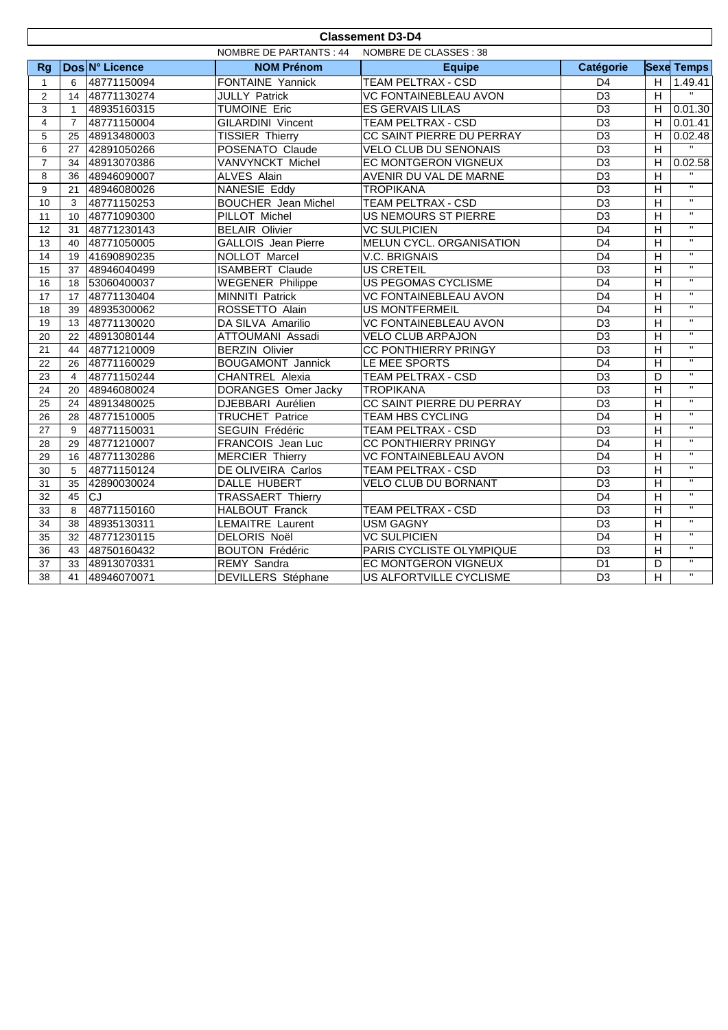## Classement D3-D4

NOMBRE DE PARTANTS : 44 NOMBRE DE CLASSES : 38

| Rg | Dos | N° Licence | NOM Prénom | Equipe | Catégorie | Sexe | Temps |
|---|---|---|---|---|---|---|---|
| 1 | 6 | 48771150094 | FONTAINE Yannick | TEAM PELTRAX - CSD | D4 | H | 1.49.41 |
| 2 | 14 | 48771130274 | JULLY Patrick | VC FONTAINEBLEAU AVON | D3 | H | " |
| 3 | 1 | 48935160315 | TUMOINE Eric | ES GERVAIS LILAS | D3 | H | 0.01.30 |
| 4 | 7 | 48771150004 | GILARDINI Vincent | TEAM PELTRAX - CSD | D3 | H | 0.01.41 |
| 5 | 25 | 48913480003 | TISSIER Thierry | CC SAINT PIERRE DU PERRAY | D3 | H | 0.02.48 |
| 6 | 27 | 42891050266 | POSENATO Claude | VELO CLUB DU SENONAIS | D3 | H | " |
| 7 | 34 | 48913070386 | VANVYNCKT Michel | EC MONTGERON VIGNEUX | D3 | H | 0.02.58 |
| 8 | 36 | 48946090007 | ALVES Alain | AVENIR DU VAL DE MARNE | D3 | H | " |
| 9 | 21 | 48946080026 | NANESIE Eddy | TROPIKANA | D3 | H | " |
| 10 | 3 | 48771150253 | BOUCHER Jean Michel | TEAM PELTRAX - CSD | D3 | H | " |
| 11 | 10 | 48771090300 | PILLOT Michel | US NEMOURS ST PIERRE | D3 | H | " |
| 12 | 31 | 48771230143 | BELAIR Olivier | VC SULPICIEN | D4 | H | " |
| 13 | 40 | 48771050005 | GALLOIS Jean Pierre | MELUN CYCL. ORGANISATION | D4 | H | " |
| 14 | 19 | 41690890235 | NOLLOT Marcel | V.C. BRIGNAIS | D4 | H | " |
| 15 | 37 | 48946040499 | ISAMBERT Claude | US CRETEIL | D3 | H | " |
| 16 | 18 | 53060400037 | WEGENER Philippe | US PEGOMAS CYCLISME | D4 | H | " |
| 17 | 17 | 48771130404 | MINNITI Patrick | VC FONTAINEBLEAU AVON | D4 | H | " |
| 18 | 39 | 48935300062 | ROSSETTO Alain | US MONTFERMEIL | D4 | H | " |
| 19 | 13 | 48771130020 | DA SILVA Amarilio | VC FONTAINEBLEAU AVON | D3 | H | " |
| 20 | 22 | 48913080144 | ATTOUMANI Assadi | VELO CLUB ARPAJON | D3 | H | " |
| 21 | 44 | 48771210009 | BERZIN Olivier | CC PONTHIERRY PRINGY | D3 | H | " |
| 22 | 26 | 48771160029 | BOUGAMONT Jannick | LE MEE SPORTS | D4 | H | " |
| 23 | 4 | 48771150244 | CHANTREL Alexia | TEAM PELTRAX - CSD | D3 | D | " |
| 24 | 20 | 48946080024 | DORANGES Omer Jacky | TROPIKANA | D3 | H | " |
| 25 | 24 | 48913480025 | DJEBBARI Aurélien | CC SAINT PIERRE DU PERRAY | D3 | H | " |
| 26 | 28 | 48771510005 | TRUCHET Patrice | TEAM HBS CYCLING | D4 | H | " |
| 27 | 9 | 48771150031 | SEGUIN Frédéric | TEAM PELTRAX - CSD | D3 | H | " |
| 28 | 29 | 48771210007 | FRANCOIS Jean Luc | CC PONTHIERRY PRINGY | D4 | H | " |
| 29 | 16 | 48771130286 | MERCIER Thierry | VC FONTAINEBLEAU AVON | D4 | H | " |
| 30 | 5 | 48771150124 | DE OLIVEIRA Carlos | TEAM PELTRAX - CSD | D3 | H | " |
| 31 | 35 | 42890030024 | DALLE HUBERT | VELO CLUB DU BORNANT | D3 | H | " |
| 32 | 45 | CJ | TRASSAERT Thierry | | D4 | H | " |
| 33 | 8 | 48771150160 | HALBOUT Franck | TEAM PELTRAX - CSD | D3 | H | " |
| 34 | 38 | 48935130311 | LEMAITRE Laurent | USM GAGNY | D3 | H | " |
| 35 | 32 | 48771230115 | DELORIS Noël | VC SULPICIEN | D4 | H | " |
| 36 | 43 | 48750160432 | BOUTON Frédéric | PARIS CYCLISTE OLYMPIQUE | D3 | H | " |
| 37 | 33 | 48913070331 | REMY Sandra | EC MONTGERON VIGNEUX | D1 | D | " |
| 38 | 41 | 48946070071 | DEVILLERS Stéphane | US ALFORTVILLE CYCLISME | D3 | H | " |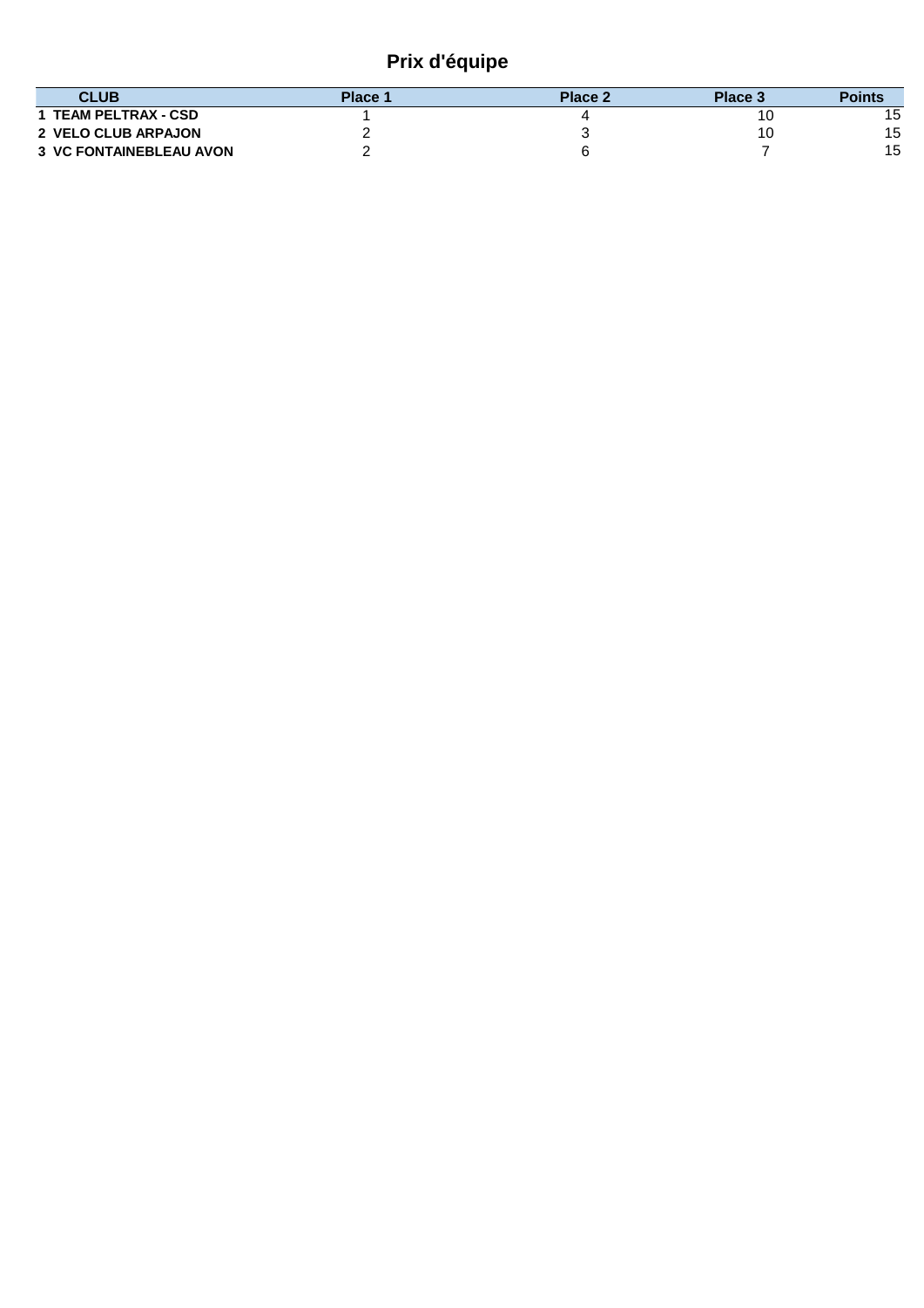# Prix d'équipe

| CLUB | Place 1 | Place 2 | Place 3 | Points |
|---|---|---|---|---|
| **1 TEAM PELTRAX - CSD** | 1 | 4 | 10 | 15 |
| **2 VELO CLUB ARPAJON** | 2 | 3 | 10 | 15 |
| **3 VC FONTAINEBLEAU AVON** | 2 | 6 | 7 | 15 |